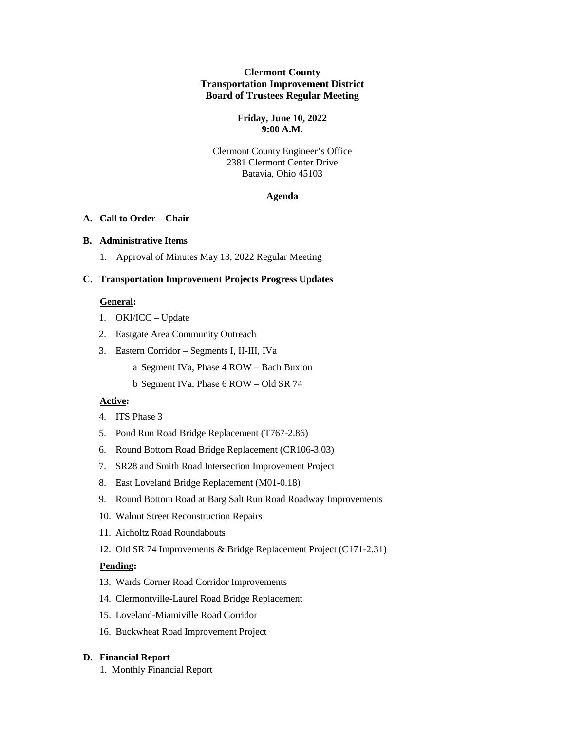**Clermont County**
**Transportation Improvement District**
**Board of Trustees Regular Meeting**

**Friday, June 10, 2022**
**9:00 A.M.**

Clermont County Engineer's Office
2381 Clermont Center Drive
Batavia, Ohio 45103

## Agenda

### A. Call to Order – Chair

### B. Administrative Items

1. Approval of Minutes May 13, 2022 Regular Meeting

### C. Transportation Improvement Projects Progress Updates

**General:**

1. OKI/ICC – Update
2. Eastgate Area Community Outreach
3. Eastern Corridor – Segments I, II-III, IVa
   a Segment IVa, Phase 4 ROW – Bach Buxton
   b Segment IVa, Phase 6 ROW – Old SR 74

**Active:**

4. ITS Phase 3
5. Pond Run Road Bridge Replacement (T767-2.86)
6. Round Bottom Road Bridge Replacement (CR106-3.03)
7. SR28 and Smith Road Intersection Improvement Project
8. East Loveland Bridge Replacement (M01-0.18)
9. Round Bottom Road at Barg Salt Run Road Roadway Improvements
10. Walnut Street Reconstruction Repairs
11. Aicholtz Road Roundabouts
12. Old SR 74 Improvements & Bridge Replacement Project (C171-2.31)

**Pending:**

13. Wards Corner Road Corridor Improvements
14. Clermontville-Laurel Road Bridge Replacement
15. Loveland-Miamiville Road Corridor
16. Buckwheat Road Improvement Project

### D. Financial Report

1. Monthly Financial Report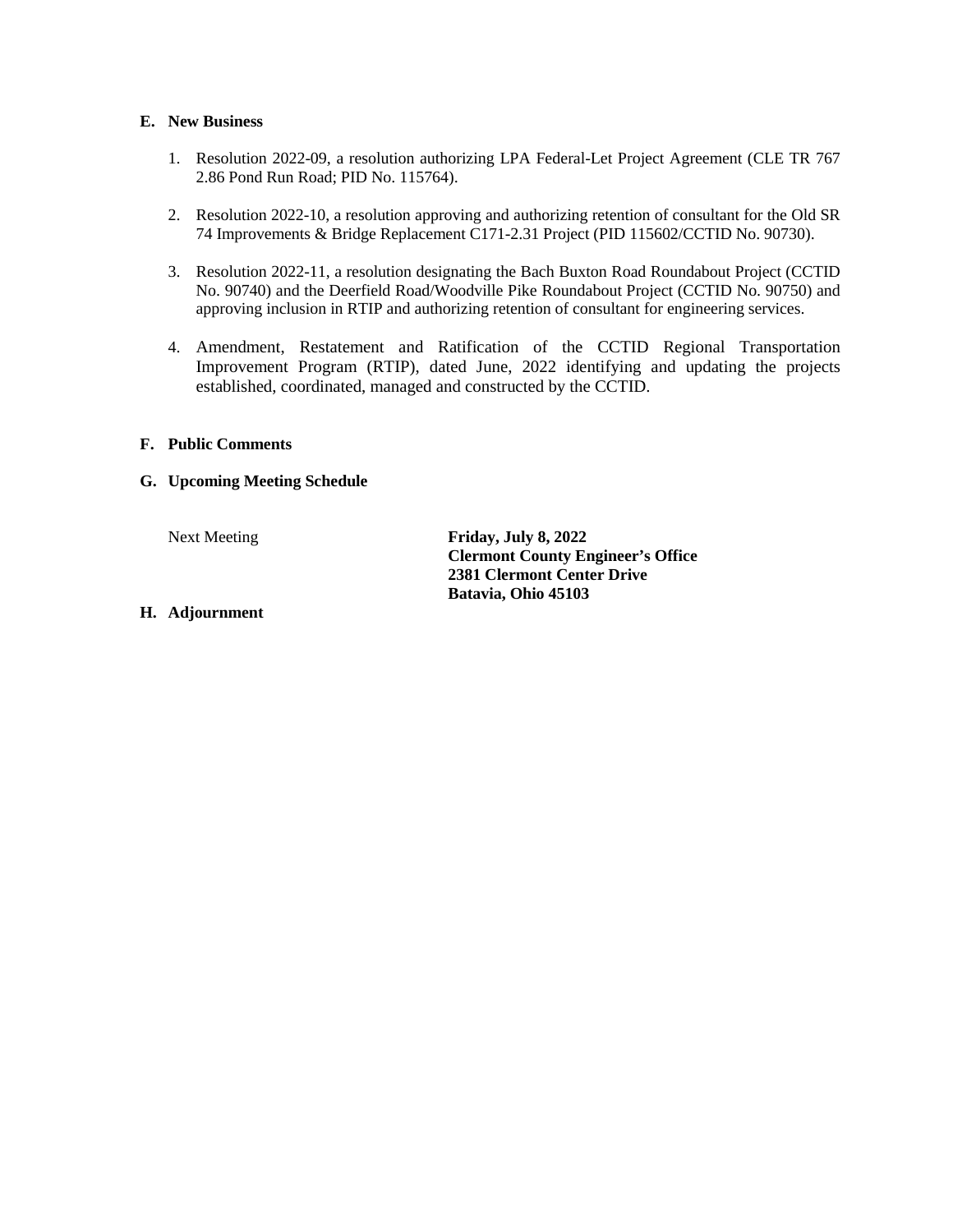**E. New Business**

1. Resolution 2022-09, a resolution authorizing LPA Federal-Let Project Agreement (CLE TR 767 2.86 Pond Run Road; PID No. 115764).

2. Resolution 2022-10, a resolution approving and authorizing retention of consultant for the Old SR 74 Improvements & Bridge Replacement C171-2.31 Project (PID 115602/CCTID No. 90730).

3. Resolution 2022-11, a resolution designating the Bach Buxton Road Roundabout Project (CCTID No. 90740) and the Deerfield Road/Woodville Pike Roundabout Project (CCTID No. 90750) and approving inclusion in RTIP and authorizing retention of consultant for engineering services.

4. Amendment, Restatement and Ratification of the CCTID Regional Transportation Improvement Program (RTIP), dated June, 2022 identifying and updating the projects established, coordinated, managed and constructed by the CCTID.

**F. Public Comments**

**G. Upcoming Meeting Schedule**

Next Meeting

**Friday, July 8, 2022**
**Clermont County Engineer's Office**
**2381 Clermont Center Drive**
**Batavia, Ohio 45103**

**H. Adjournment**